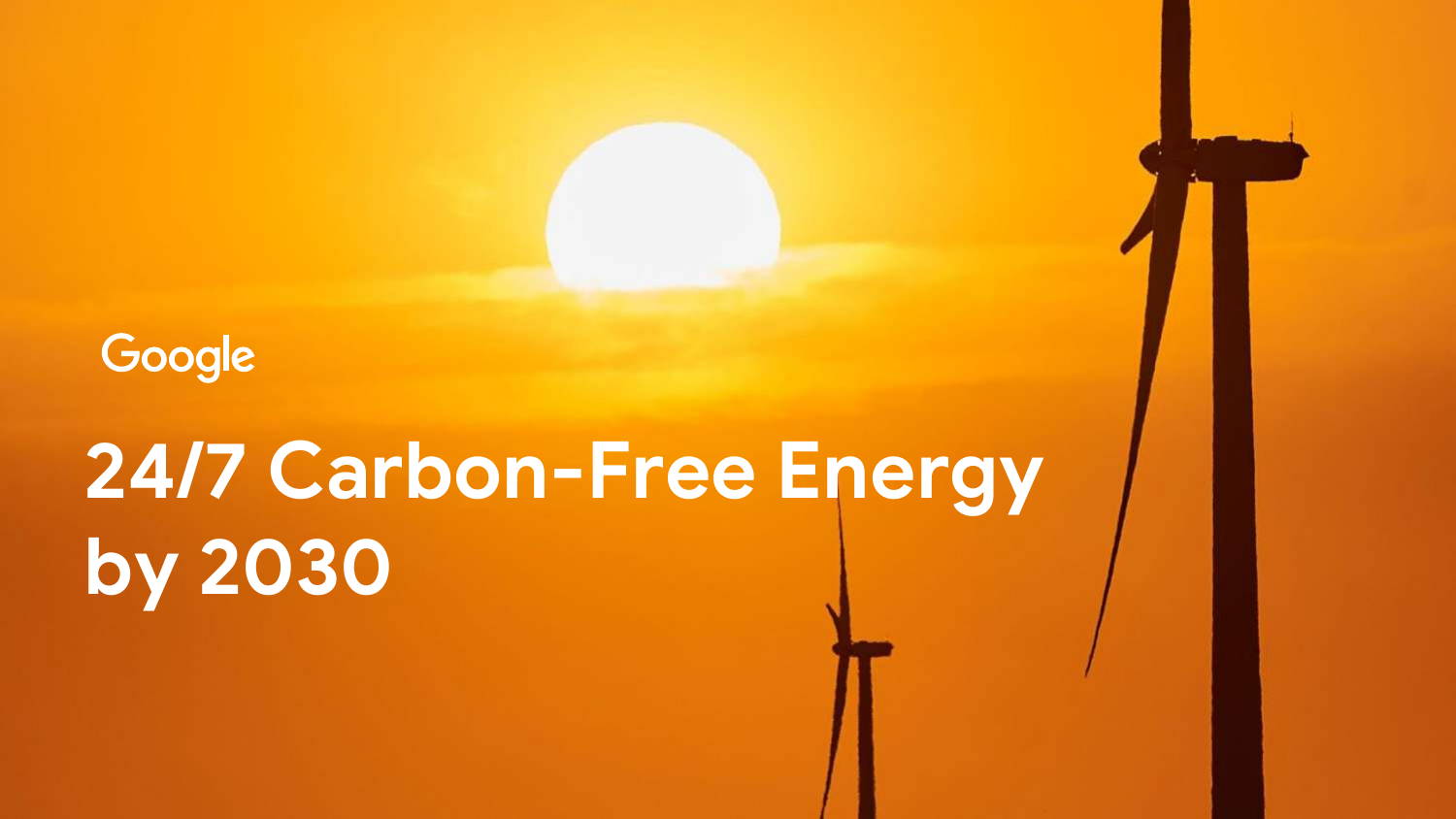Google

# 24/7 Carbon-Free Energy by 2030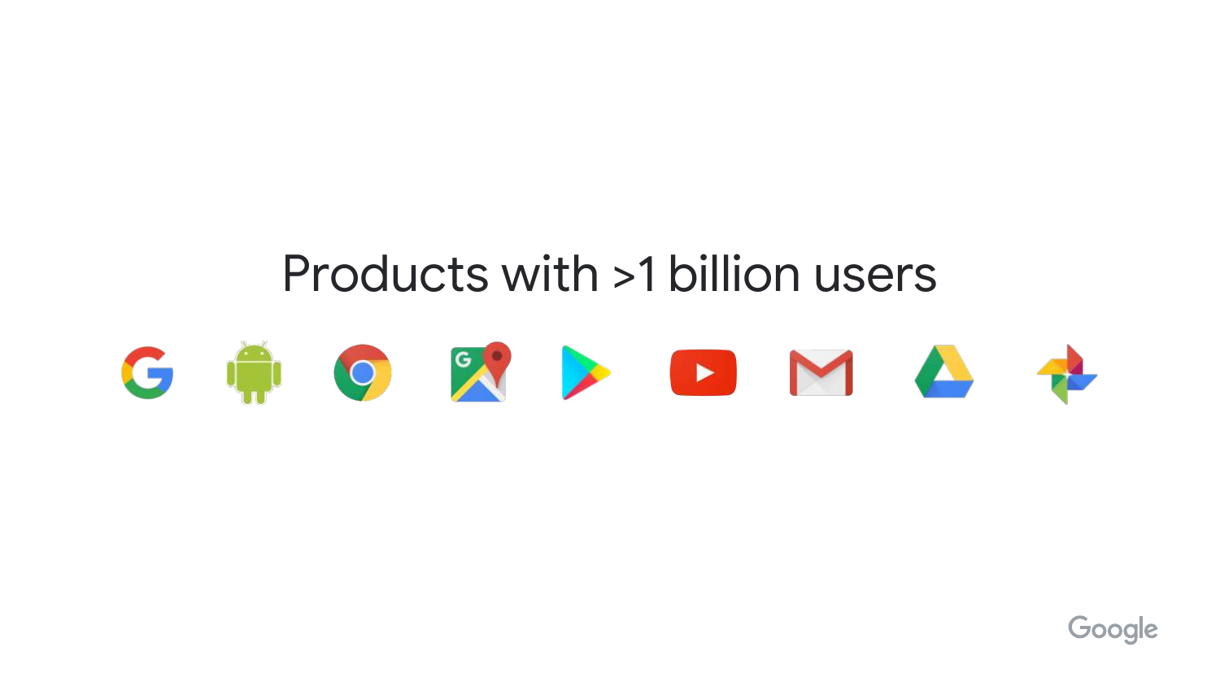# Products with >1 billion users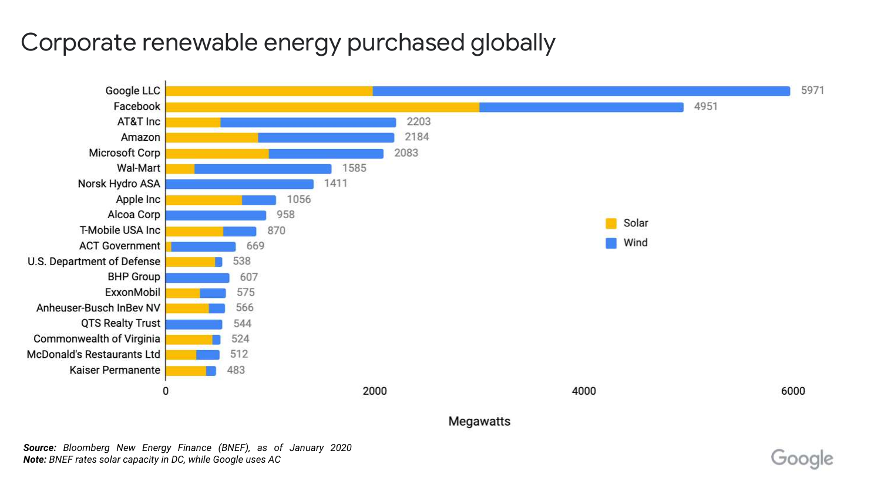# Corporate renewable energy purchased globally

| Company | Total (Megawatts) |
|---|---|
| Google LLC | 5971 |
| Facebook | 4951 |
| AT&T Inc | 2203 |
| Amazon | 2184 |
| Microsoft Corp | 2083 |
| Wal-Mart | 1585 |
| Norsk Hydro ASA | 1411 |
| Apple Inc | 1056 |
| Alcoa Corp | 958 |
| T-Mobile USA Inc | 870 |
| ACT Government | 669 |
| U.S. Department of Defense | 538 |
| BHP Group | 607 |
| ExxonMobil | 575 |
| Anheuser-Busch InBev NV | 566 |
| QTS Realty Trust | 544 |
| Commonwealth of Virginia | 524 |
| McDonald's Restaurants Ltd | 512 |
| Kaiser Permanente | 483 |

Legend: Solar, Wind

Megawatts

***Source:*** *Bloomberg New Energy Finance (BNEF), as of January 2020*
***Note:*** *BNEF rates solar capacity in DC, while Google uses AC*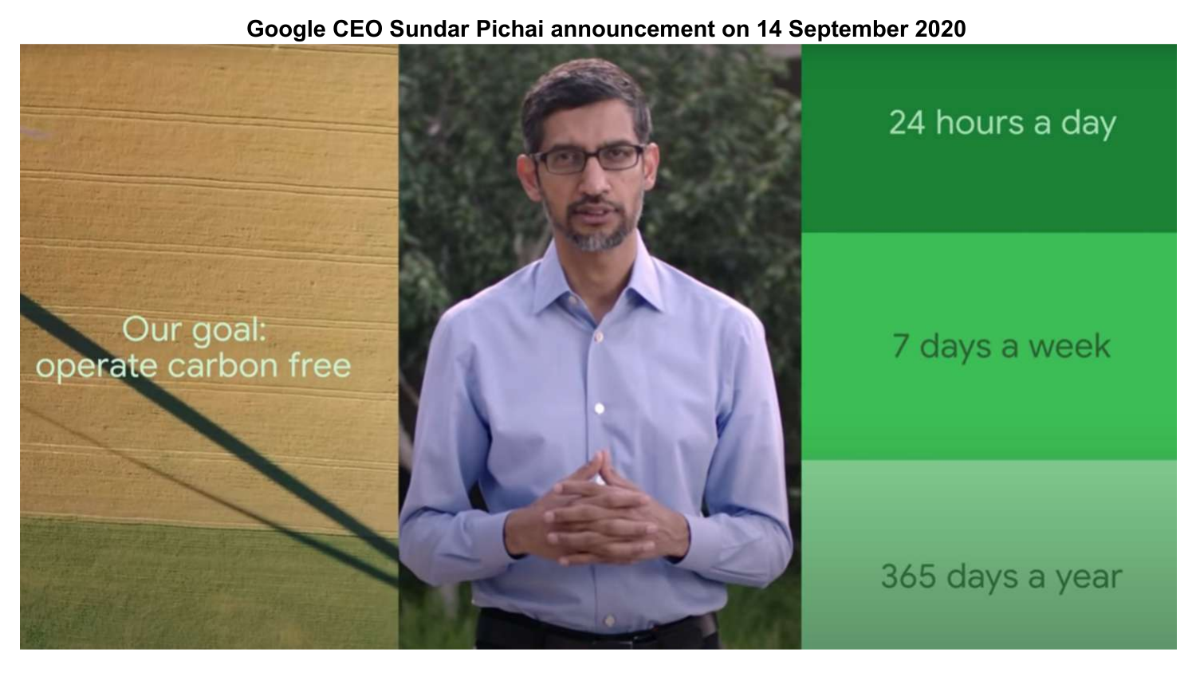**Google CEO Sundar Pichai announcement on 14 September 2020**

Our goal:
operate carbon free

24 hours a day

7 days a week

365 days a year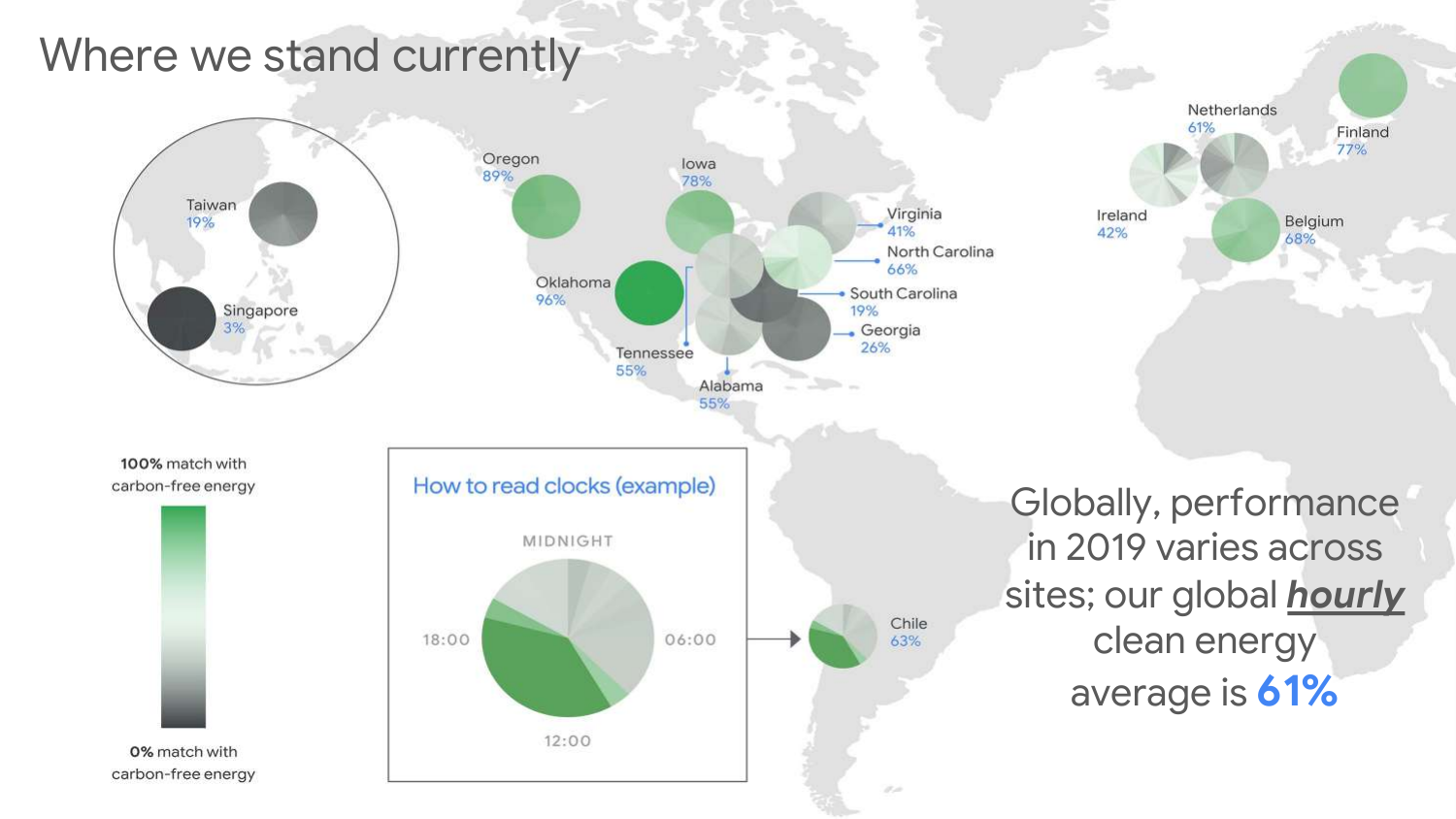# Where we stand currently

Taiwan 19%

Singapore 3%

Oregon 89%

Iowa 78%

Oklahoma 96%

Tennessee 55%

Alabama 55%

Virginia 41%

North Carolina 66%

South Carolina 19%

Georgia 26%

Netherlands 61%

Ireland 42%

Finland 77%

Belgium 68%

Chile 63%

**100%** match with carbon-free energy

**0%** match with carbon-free energy

How to read clocks (example)

MIDNIGHT

06:00

12:00

18:00

Globally, performance in 2019 varies across sites; our global ***hourly*** clean energy average is **61%**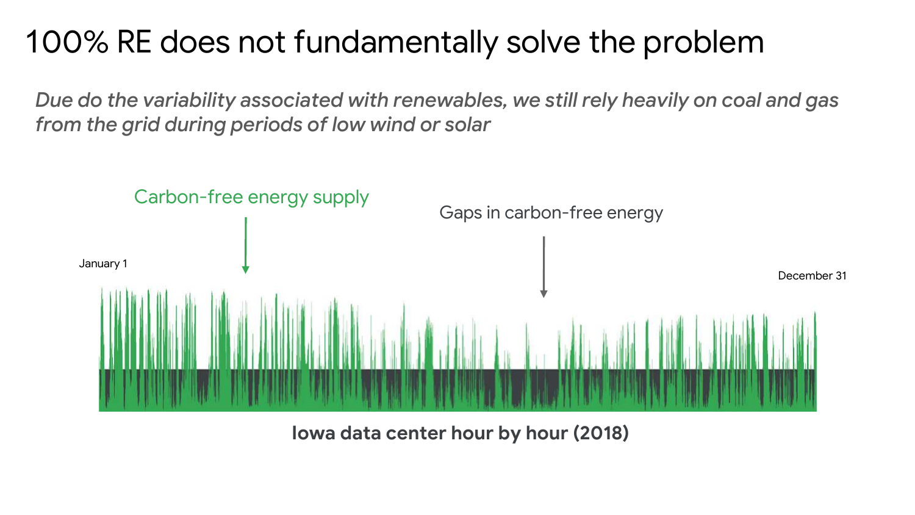# 100% RE does not fundamentally solve the problem

*Due do the variability associated with renewables, we still rely heavily on coal and gas from the grid during periods of low wind or solar*

Carbon-free energy supply

Gaps in carbon-free energy

January 1

December 31

**Iowa data center hour by hour (2018)**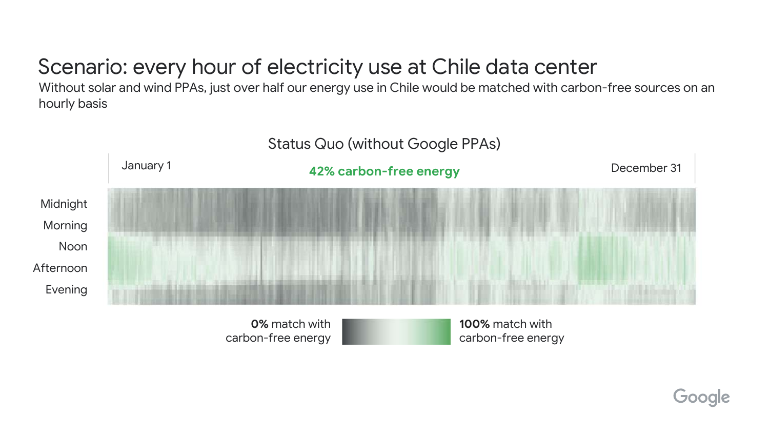# Scenario: every hour of electricity use at Chile data center

Without solar and wind PPAs, just over half our energy use in Chile would be matched with carbon-free sources on an hourly basis

Status Quo (without Google PPAs)

January 1 | **42% carbon-free energy** | December 31

Midnight

Morning

Noon

Afternoon

Evening

**0%** match with carbon-free energy

**100%** match with carbon-free energy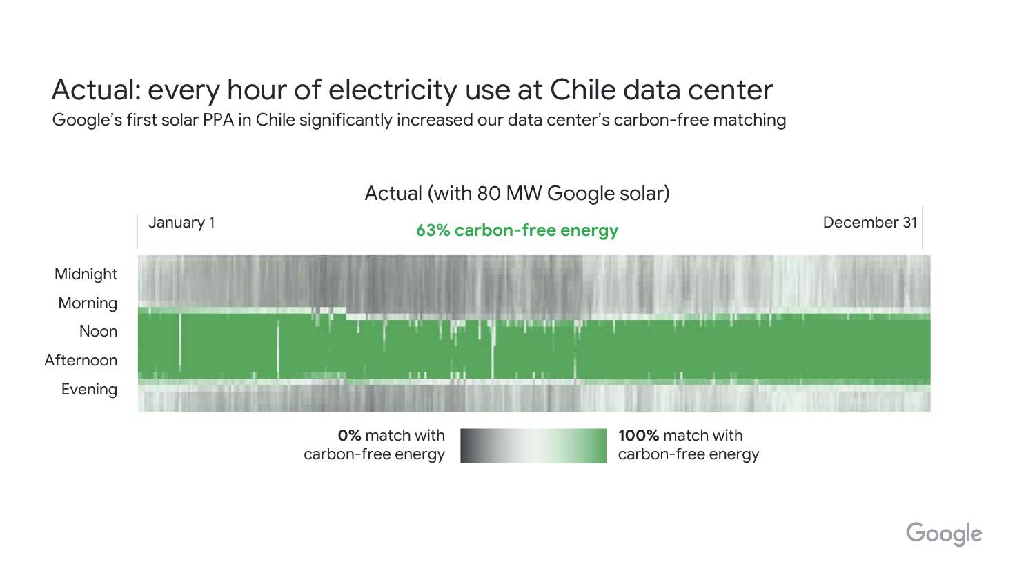# Actual: every hour of electricity use at Chile data center

Google's first solar PPA in Chile significantly increased our data center's carbon-free matching

Actual (with 80 MW Google solar)

January 1

**63% carbon-free energy**

December 31

Midnight

Morning

Noon

Afternoon

Evening

**0%** match with carbon-free energy

**100%** match with carbon-free energy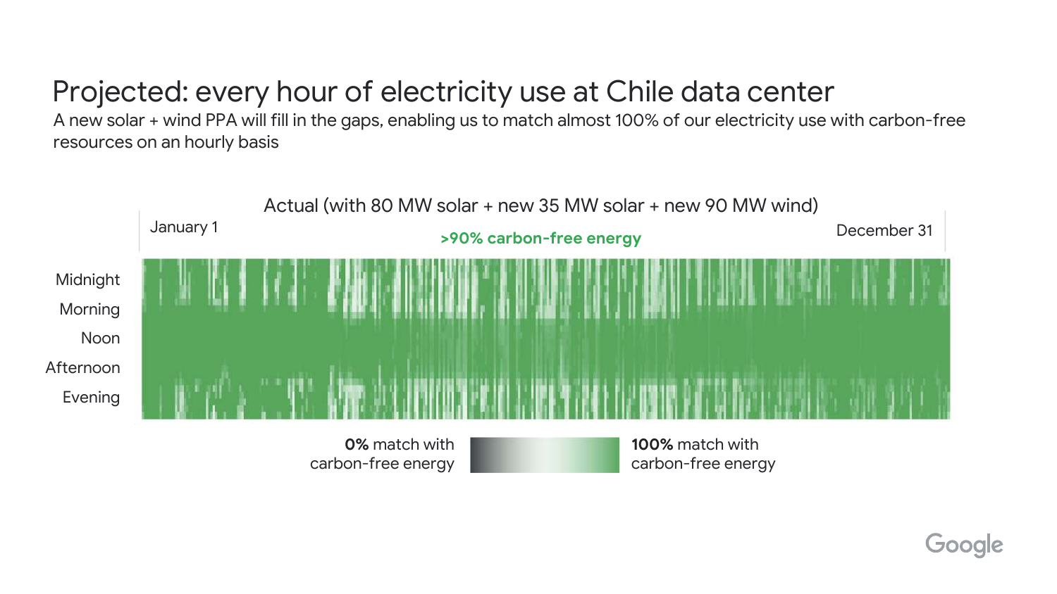# Projected: every hour of electricity use at Chile data center

A new solar + wind PPA will fill in the gaps, enabling us to match almost 100% of our electricity use with carbon-free resources on an hourly basis

Actual (with 80 MW solar + new 35 MW solar + new 90 MW wind)

January 1

**>90% carbon-free energy**

December 31

Midnight

Morning

Noon

Afternoon

Evening

**0%** match with carbon-free energy

**100%** match with carbon-free energy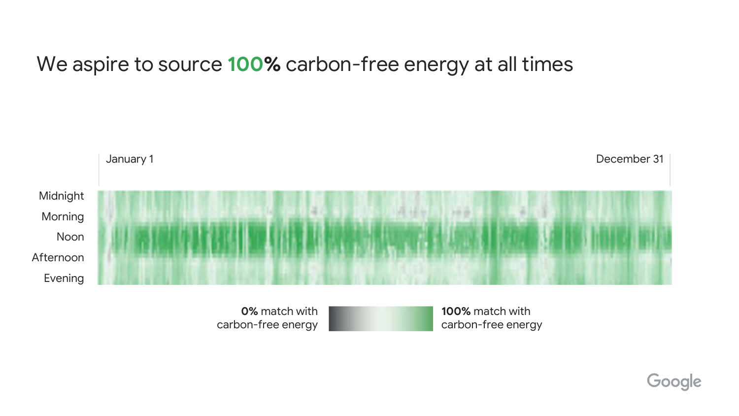# We aspire to source **100%** carbon-free energy at all times

January 1 — December 31

Midnight

Morning

Noon

Afternoon

Evening

**0%** match with carbon-free energy

**100%** match with carbon-free energy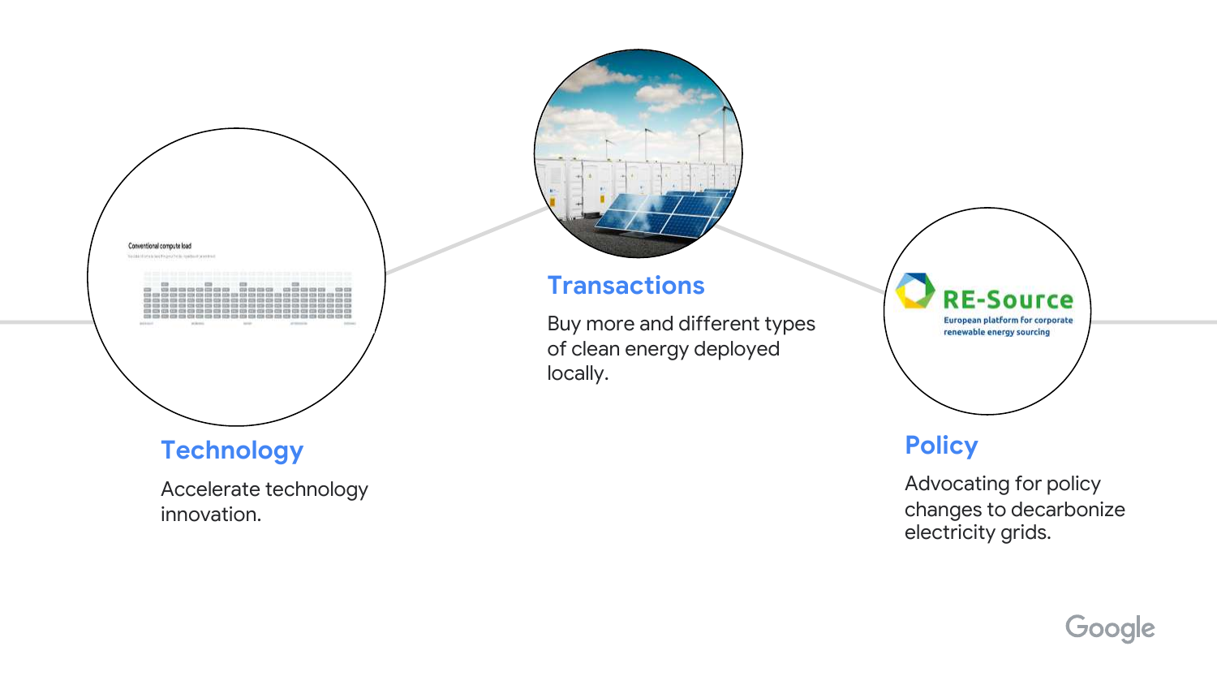## Technology

Accelerate technology innovation.

## Transactions

Buy more and different types of clean energy deployed locally.

## Policy

Advocating for policy changes to decarbonize electricity grids.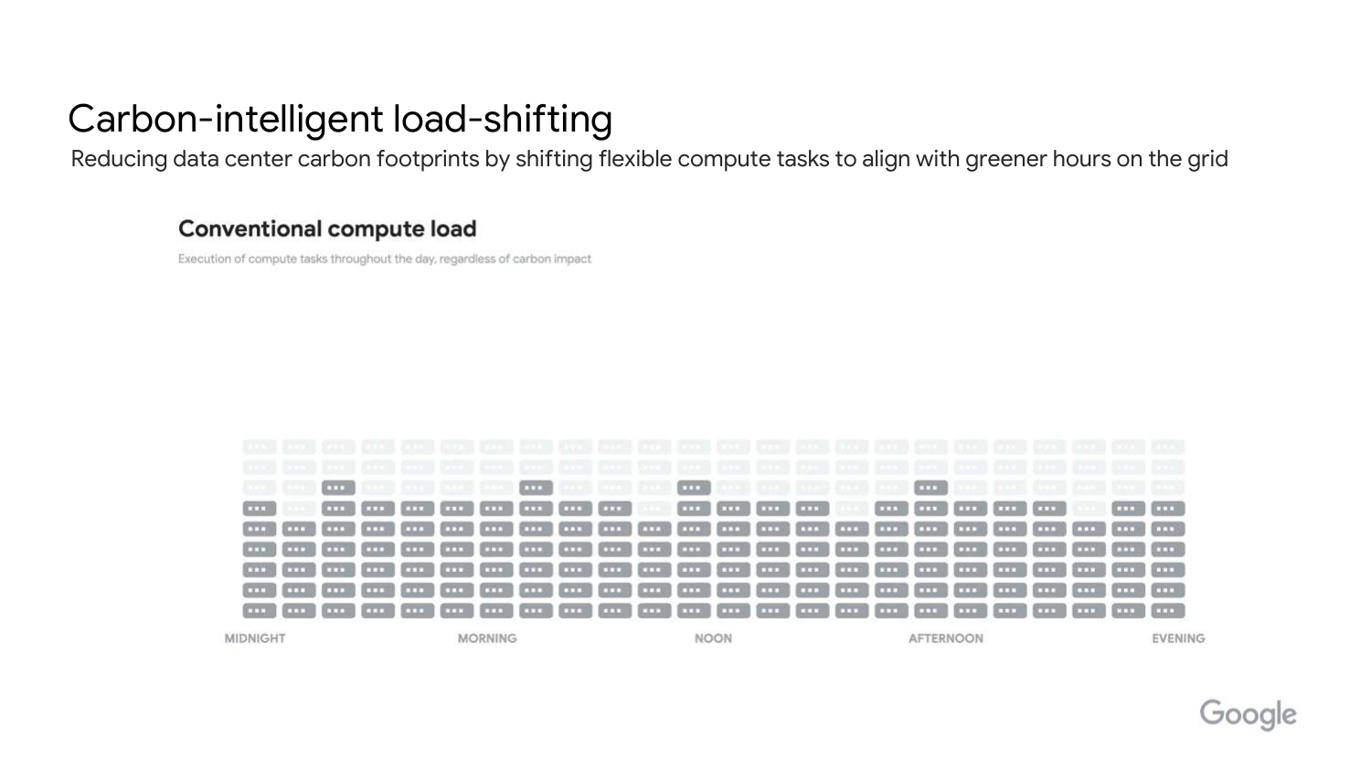# Carbon-intelligent load-shifting

Reducing data center carbon footprints by shifting flexible compute tasks to align with greener hours on the grid

## Conventional compute load

Execution of compute tasks throughout the day, regardless of carbon impact

MIDNIGHT

MORNING

NOON

AFTERNOON

EVENING